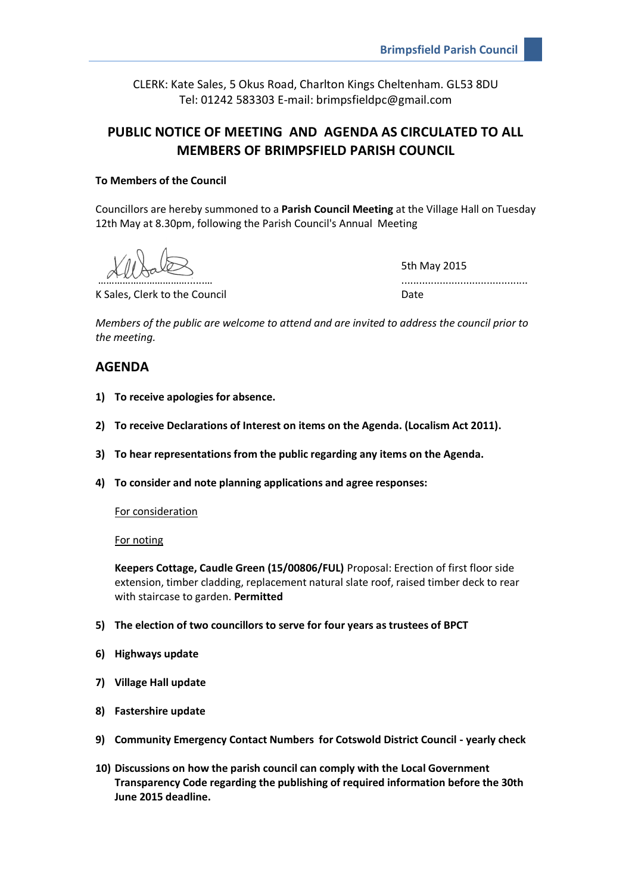Brimpsfield Parish Council

CLERK: Kate Sales, 5 Okus Road, Charlton Kings Cheltenham. GL53 8DU
Tel: 01242 583303 E-mail: brimpsfieldpc@gmail.com

# PUBLIC NOTICE OF MEETING AND AGENDA AS CIRCULATED TO ALL MEMBERS OF BRIMPSFIELD PARISH COUNCIL

**To Members of the Council**

Councillors are hereby summoned to a **Parish Council Meeting** at the Village Hall on Tuesday 12th May at 8.30pm, following the Parish Council's Annual Meeting

……………………………………… 5th May 2015
K Sales, Clerk to the Council ……………………………………… Date

*Members of the public are welcome to attend and are invited to address the council prior to the meeting.*

## AGENDA

1) **To receive apologies for absence.**

2) **To receive Declarations of Interest on items on the Agenda. (Localism Act 2011).**

3) **To hear representations from the public regarding any items on the Agenda.**

4) **To consider and note planning applications and agree responses:**

   For consideration

   For noting

   **Keepers Cottage, Caudle Green (15/00806/FUL)** Proposal: Erection of first floor side extension, timber cladding, replacement natural slate roof, raised timber deck to rear with staircase to garden. **Permitted**

5) **The election of two councillors to serve for four years as trustees of BPCT**

6) **Highways update**

7) **Village Hall update**

8) **Fastershire update**

9) **Community Emergency Contact Numbers for Cotswold District Council - yearly check**

10) **Discussions on how the parish council can comply with the Local Government Transparency Code regarding the publishing of required information before the 30th June 2015 deadline.**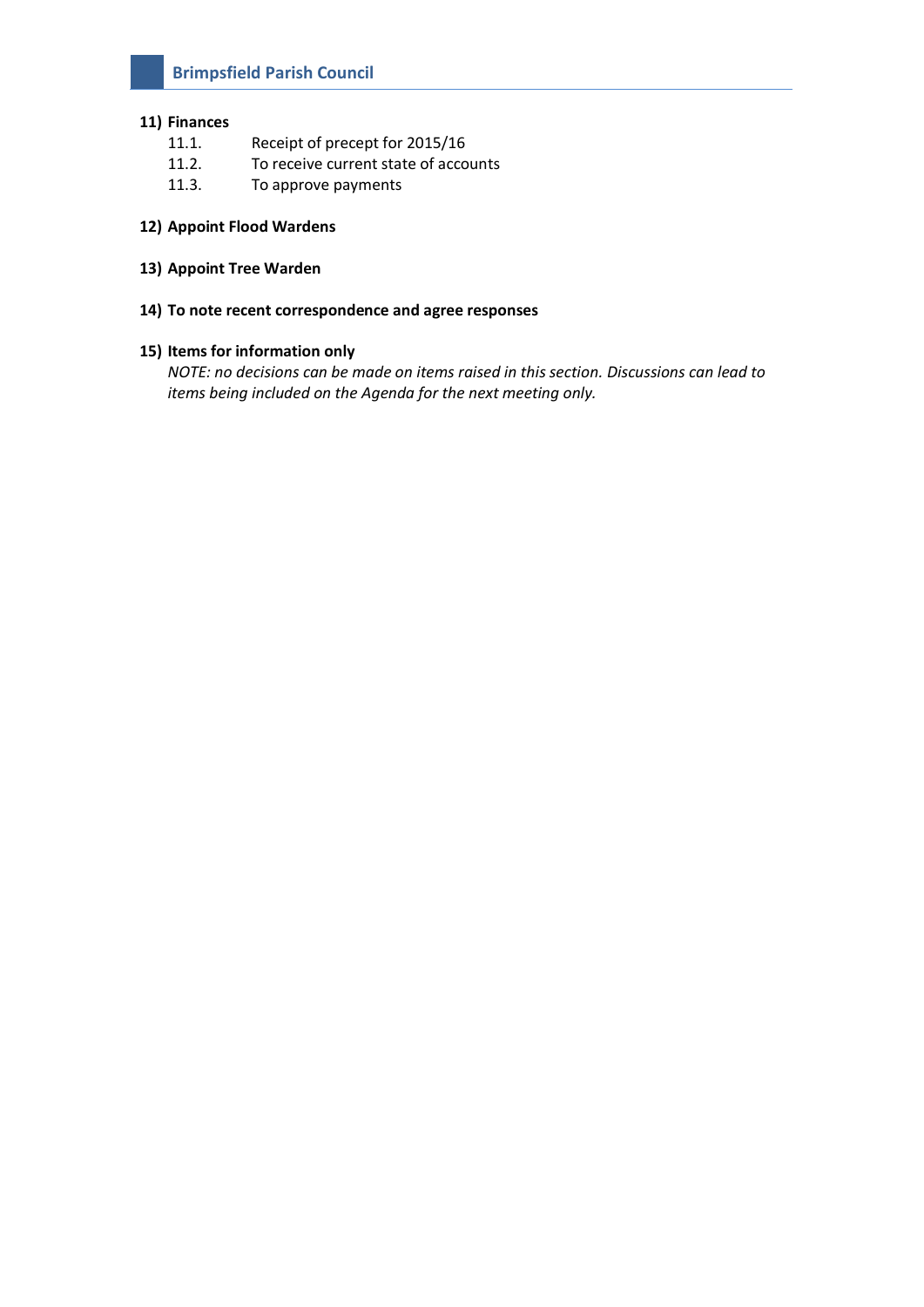**11) Finances**

- 11.1. Receipt of precept for 2015/16
- 11.2. To receive current state of accounts
- 11.3. To approve payments

**12) Appoint Flood Wardens**

**13) Appoint Tree Warden**

**14) To note recent correspondence and agree responses**

**15) Items for information only**

*NOTE: no decisions can be made on items raised in this section. Discussions can lead to items being included on the Agenda for the next meeting only.*